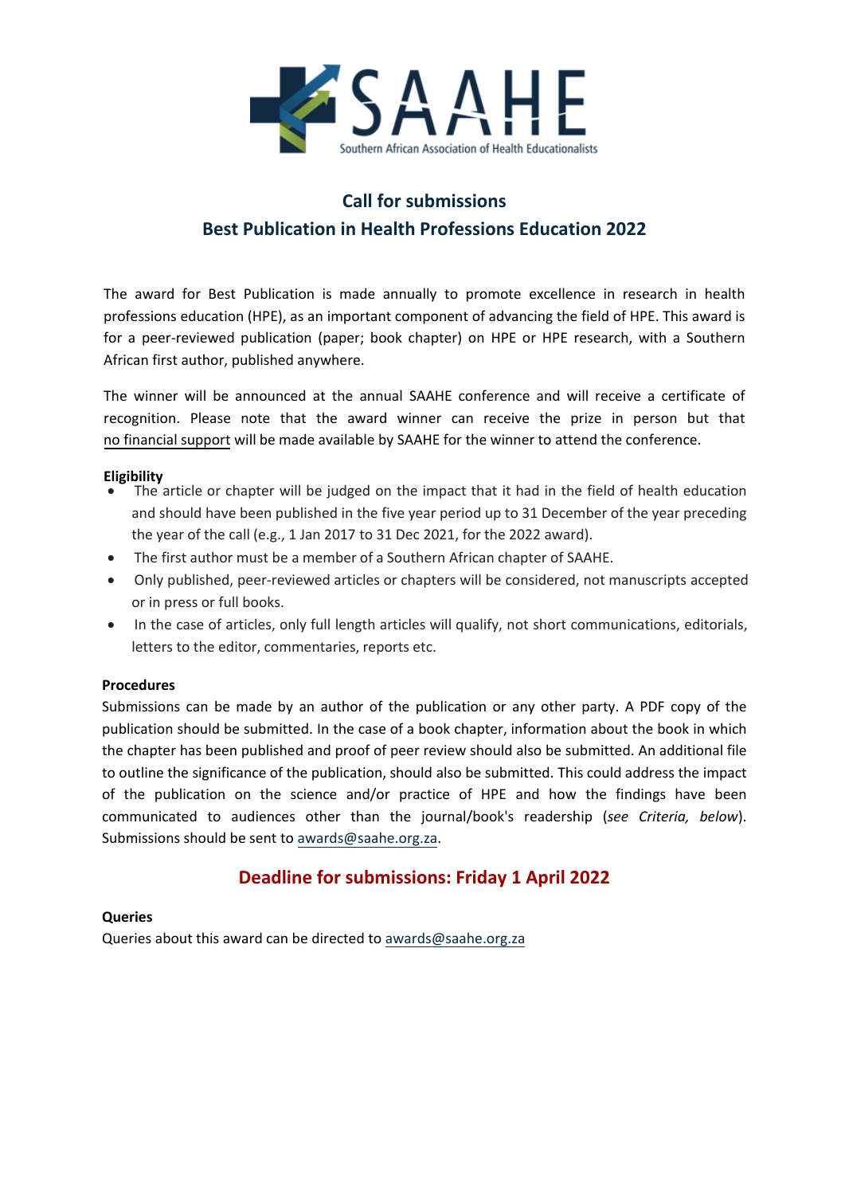SAAHE

Southern African Association of Health Educationalists

## Call for submissions
## Best Publication in Health Professions Education 2022

The award for Best Publication is made annually to promote excellence in research in health professions education (HPE), as an important component of advancing the field of HPE. This award is for a peer-reviewed publication (paper; book chapter) on HPE or HPE research, with a Southern African first author, published anywhere.

The winner will be announced at the annual SAAHE conference and will receive a certificate of recognition. Please note that the award winner can receive the prize in person but that no financial support will be made available by SAAHE for the winner to attend the conference.

**Eligibility**

- The article or chapter will be judged on the impact that it had in the field of health education and should have been published in the five year period up to 31 December of the year preceding the year of the call (e.g., 1 Jan 2017 to 31 Dec 2021, for the 2022 award).
- The first author must be a member of a Southern African chapter of SAAHE.
- Only published, peer-reviewed articles or chapters will be considered, not manuscripts accepted or in press or full books.
- In the case of articles, only full length articles will qualify, not short communications, editorials, letters to the editor, commentaries, reports etc.

**Procedures**

Submissions can be made by an author of the publication or any other party. A PDF copy of the publication should be submitted. In the case of a book chapter, information about the book in which the chapter has been published and proof of peer review should also be submitted. An additional file to outline the significance of the publication, should also be submitted. This could address the impact of the publication on the science and/or practice of HPE and how the findings have been communicated to audiences other than the journal/book's readership (*see Criteria, below*). Submissions should be sent to awards@saahe.org.za.

## Deadline for submissions: Friday 1 April 2022

**Queries**

Queries about this award can be directed to awards@saahe.org.za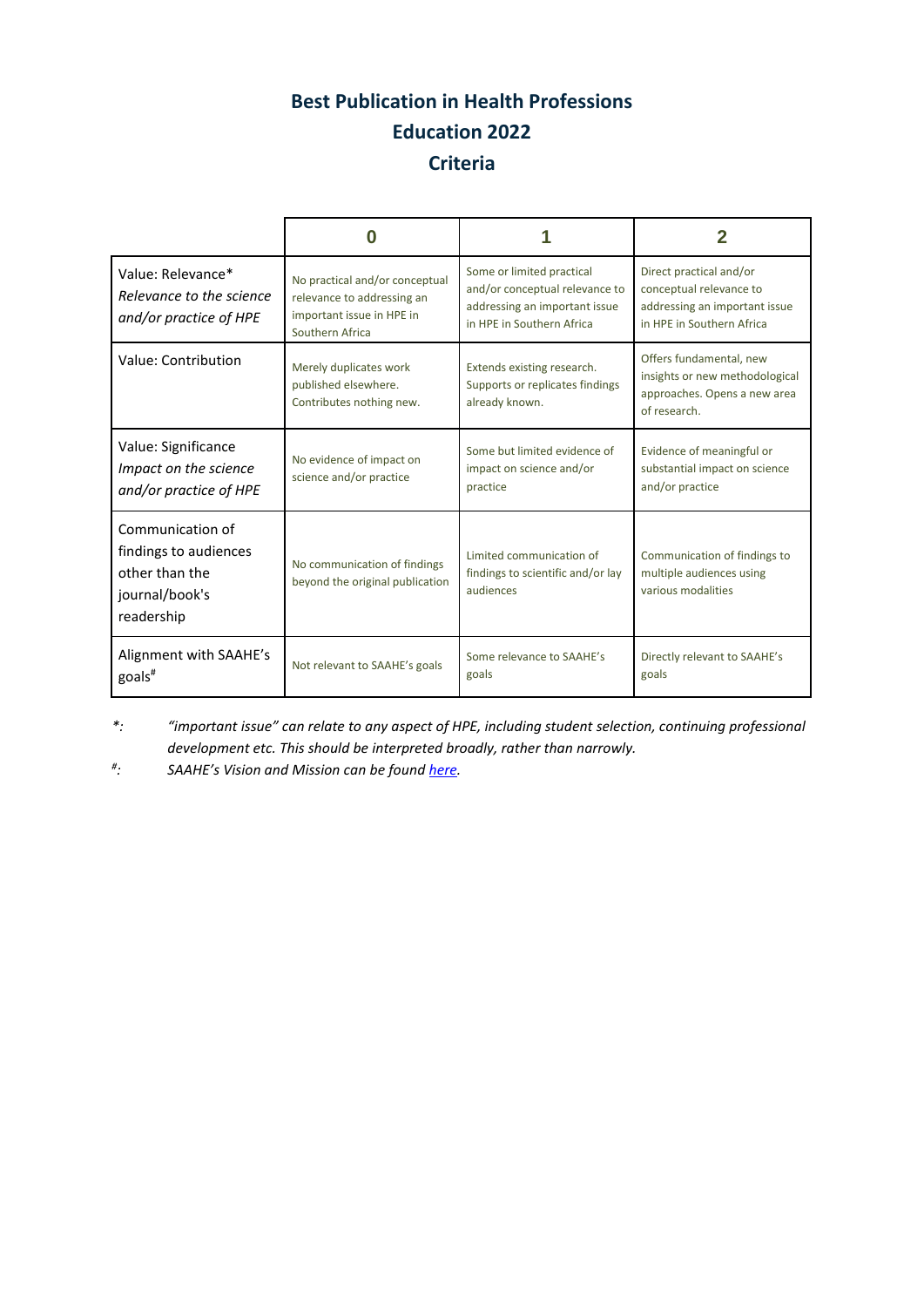# Best Publication in Health Professions Education 2022
# Criteria

| | 0 | 1 | 2 |
|---|---|---|---|
| Value: Relevance* *Relevance to the science and/or practice of HPE* | No practical and/or conceptual relevance to addressing an important issue in HPE in Southern Africa | Some or limited practical and/or conceptual relevance to addressing an important issue in HPE in Southern Africa | Direct practical and/or conceptual relevance to addressing an important issue in HPE in Southern Africa |
| Value: Contribution | Merely duplicates work published elsewhere. Contributes nothing new. | Extends existing research. Supports or replicates findings already known. | Offers fundamental, new insights or new methodological approaches. Opens a new area of research. |
| Value: Significance *Impact on the science and/or practice of HPE* | No evidence of impact on science and/or practice | Some but limited evidence of impact on science and/or practice | Evidence of meaningful or substantial impact on science and/or practice |
| Communication of findings to audiences other than the journal/book's readership | No communication of findings beyond the original publication | Limited communication of findings to scientific and/or lay audiences | Communication of findings to multiple audiences using various modalities |
| Alignment with SAAHE's goals[#] | Not relevant to SAAHE's goals | Some relevance to SAAHE's goals | Directly relevant to SAAHE's goals |

*: *"important issue" can relate to any aspect of HPE, including student selection, continuing professional development etc. This should be interpreted broadly, rather than narrowly.*

[#]: *SAAHE's Vision and Mission can be found here.*